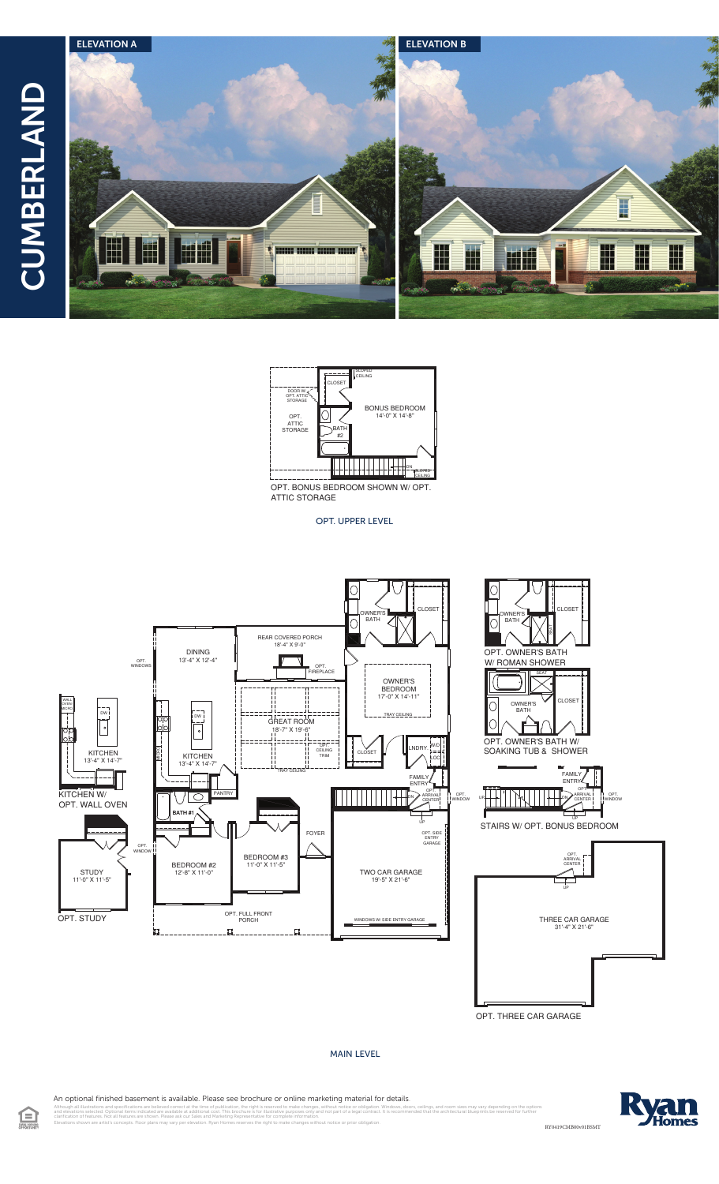# CUMBERLAND

## ELEVATION A

## ELEVATION B

BONUS BEDROOM
14'-0" X 14'-8"

CLOSET

SLOPED CEILING

DOOR W/ OPT. ATTIC STORAGE

OPT. ATTIC STORAGE

BATH #2

DN

SLOPED CEILING

OPT. BONUS BEDROOM SHOWN W/ OPT. ATTIC STORAGE

### OPT. UPPER LEVEL

OWNER'S BATH

CLOSET

REAR COVERED PORCH
18'-4" X 9'-0"

DINING
13'-4" X 12'-4"

OPT. WINDOWS

OPT. FIREPLACE

OWNER'S BEDROOM
17'-0" X 14'-11"

TRAY CEILING

GREAT ROOM
18'-7" X 19'-6"

OPT. CEILING TRIM

TRAY CEILING

KITCHEN
13'-4" X 14'-7"

DW

CLOSET

LNDRY

W/D

LOC

FAMILY ENTRY

OPT. ARRIVAL CENTER

OPT. WINDOW

DN

UP

PANTRY

BATH #1

FOYER

OPT. SIDE ENTRY GARAGE

OPT. WINDOW

BEDROOM #2
12'-8" X 11'-0"

BEDROOM #3
11'-0" X 11'-5"

TWO CAR GARAGE
19'-5" X 21'-6"

OPT. FULL FRONT PORCH

WINDOWS W/ SIDE ENTRY GARAGE

WALL OVEN/MICRO

DW

KITCHEN
13'-4" X 14'-7"

KITCHEN W/ OPT. WALL OVEN

STUDY
11'-0" X 11'-5"

OPT. STUDY

OWNER'S BATH

CLOSET

SEAT

OPT. OWNER'S BATH W/ ROMAN SHOWER

SEAT

OWNER'S BATH

CLOSET

OPT. OWNER'S BATH W/ SOAKING TUB & SHOWER

FAMILY ENTRY

OPT. ARRIVAL CENTER

OPT. WINDOW

UP

DN

UP

STAIRS W/ OPT. BONUS BEDROOM

OPT. ARRIVAL CENTER

UP

THREE CAR GARAGE
31'-4" X 21'-6"

OPT. THREE CAR GARAGE

### MAIN LEVEL

An optional finished basement is available. Please see brochure or online marketing material for details.

Although all illustrations and specifications are believed correct at the time of publication, the right is reserved to make changes, without notice or obligation. Windows, doors, ceilings, and room sizes may vary depending on the options and elevations selected. Optional items indicated are available at additional cost. This brochure is for illustrative purposes only and not part of a legal contract. It is recommended that the architectural blueprints be reserved for further clarification of features. Not all features are shown. Please ask our Sales and Marketing Representative for complete information.
Elevations shown are artist's concepts. Floor plans may vary per elevation. Ryan Homes reserves the right to make changes without notice or prior obligation.

RY0419CMB00v01BSMT

Ryan Homes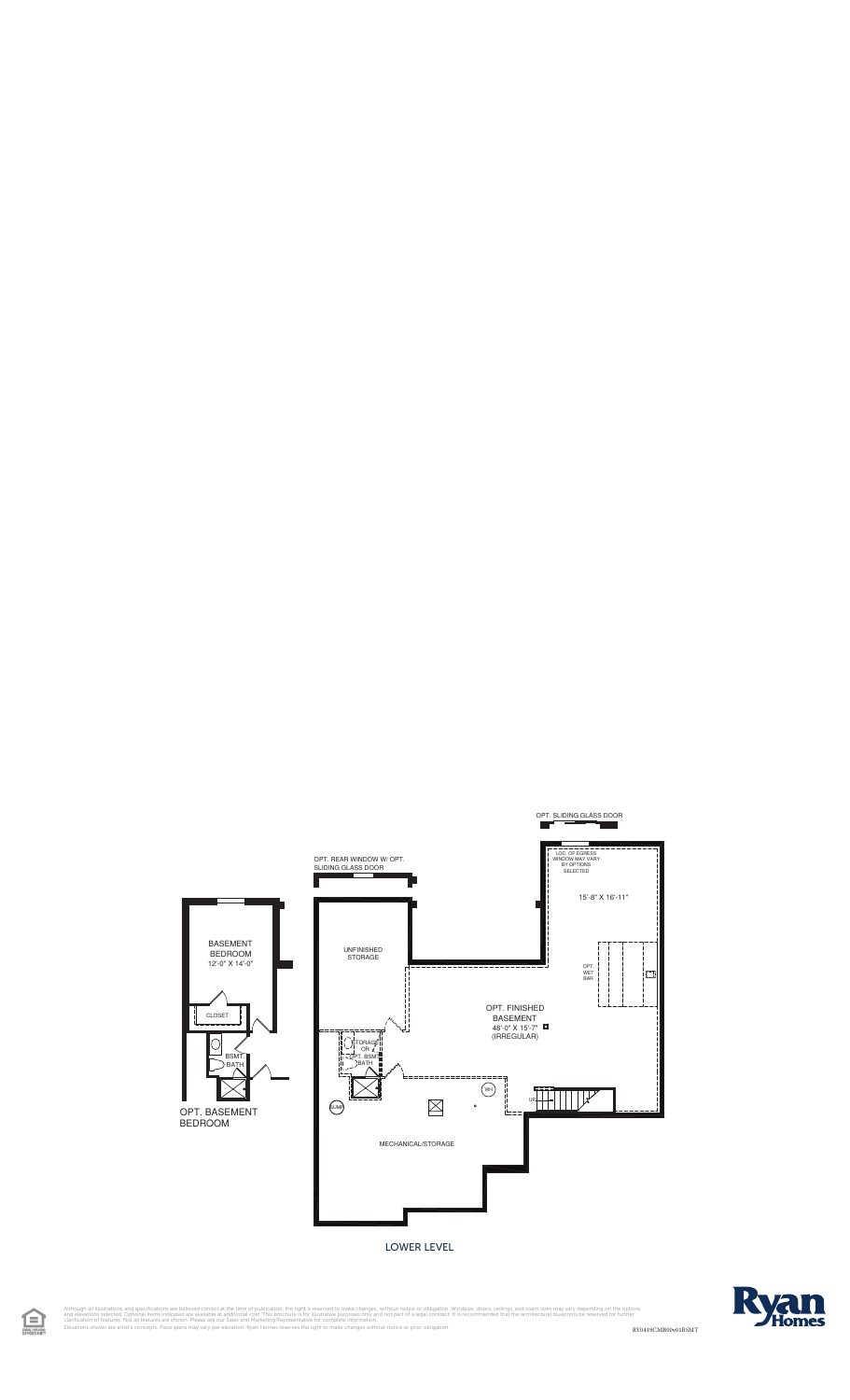OPT. SLIDING GLASS DOOR

LOC. OF EGRESS WINDOW MAY VARY BY OPTIONS SELECTED

15'-8" X 16'-11"

OPT. REAR WINDOW W/ OPT. SLIDING GLASS DOOR

BASEMENT BEDROOM
12'-0" X 14'-0"

UNFINISHED STORAGE

OPT. WET BAR

CLOSET

OPT. FINISHED BASEMENT
48'-0" X 15'-7"
(IRREGULAR)

STORAGE OR OPT. BSMT. BATH

BSMT. BATH

WH

UP

SUMP

OPT. BASEMENT BEDROOM

MECHANICAL/STORAGE

LOWER LEVEL

Although all illustrations and specifications are believed correct at the time of publication, the right is reserved to make changes, without notice or obligation. Windows, doors, ceilings, and room sizes may vary depending on the options and elevations selected. Optional items indicated are available at additional cost. This brochure is for illustrative purposes only and not part of a legal contract. It is recommended that the architectural blueprints be reserved for further clarification of features. Not all features are shown. Please ask our Sales and Marketing Representative for complete information.
Elevations shown are artist's concepts. Floor plans may vary per elevation. Ryan Homes reserves the right to make changes without notice or prior obligation.

RY0419CMB00v01BSMT